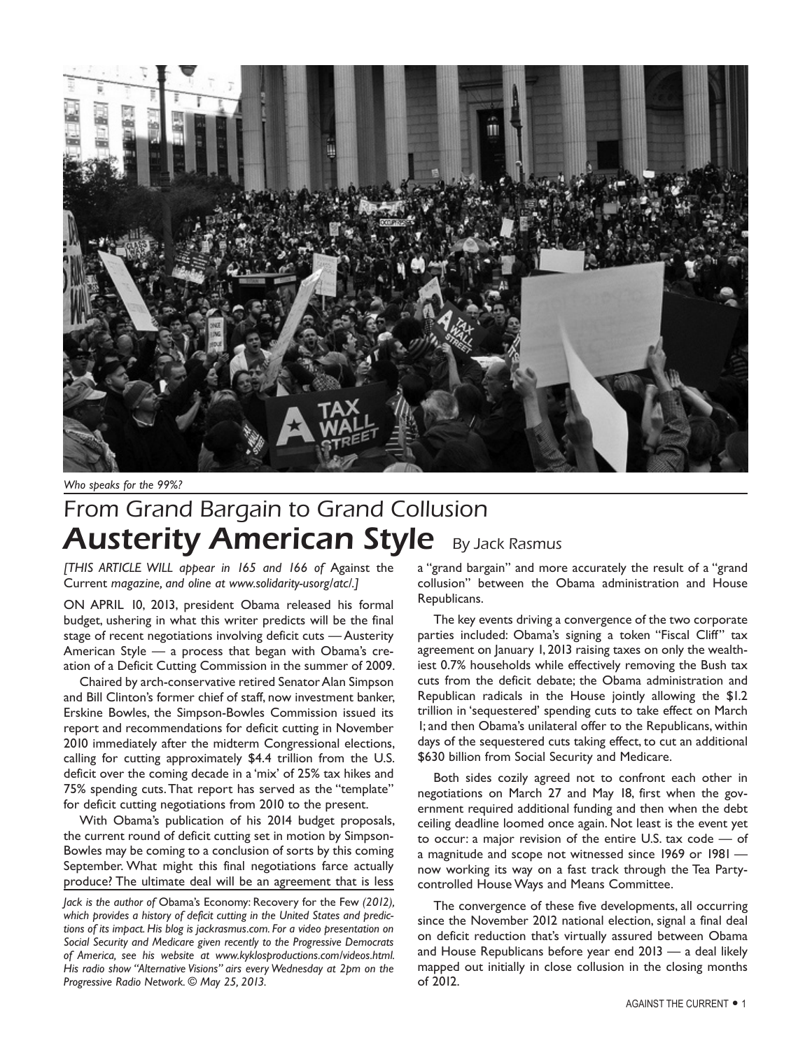*Who speaks for the 99%?*

# From Grand Bargain to Grand Collusion

# Austerity American Style

*By Jack Rasmus*

*[THIS ARTICLE WILL appear in 165 and 166 of* Against the Current *magazine, and oline at www.solidarity-usorg/atc/.]*

ON APRIL 10, 2013, president Obama released his formal budget, ushering in what this writer predicts will be the final stage of recent negotiations involving deficit cuts — Austerity American Style — a process that began with Obama's creation of a Deficit Cutting Commission in the summer of 2009.

Chaired by arch-conservative retired Senator Alan Simpson and Bill Clinton's former chief of staff, now investment banker, Erskine Bowles, the Simpson-Bowles Commission issued its report and recommendations for deficit cutting in November 2010 immediately after the midterm Congressional elections, calling for cutting approximately $4.4 trillion from the U.S. deficit over the coming decade in a 'mix' of 25% tax hikes and 75% spending cuts. That report has served as the "template" for deficit cutting negotiations from 2010 to the present.

With Obama's publication of his 2014 budget proposals, the current round of deficit cutting set in motion by Simpson-Bowles may be coming to a conclusion of sorts by this coming September. What might this final negotiations farce actually produce? The ultimate deal will be an agreement that is less a "grand bargain" and more accurately the result of a "grand collusion" between the Obama administration and House Republicans.

The key events driving a convergence of the two corporate parties included: Obama's signing a token "Fiscal Cliff" tax agreement on January 1, 2013 raising taxes on only the wealthiest 0.7% households while effectively removing the Bush tax cuts from the deficit debate; the Obama administration and Republican radicals in the House jointly allowing the $1.2 trillion in 'sequestered' spending cuts to take effect on March 1; and then Obama's unilateral offer to the Republicans, within days of the sequestered cuts taking effect, to cut an additional $630 billion from Social Security and Medicare.

Both sides cozily agreed not to confront each other in negotiations on March 27 and May 18, first when the government required additional funding and then when the debt ceiling deadline loomed once again. Not least is the event yet to occur: a major revision of the entire U.S. tax code — of a magnitude and scope not witnessed since 1969 or 1981 — now working its way on a fast track through the Tea Party-controlled House Ways and Means Committee.

The convergence of these five developments, all occurring since the November 2012 national election, signal a final deal on deficit reduction that's virtually assured between Obama and House Republicans before year end 2013 — a deal likely mapped out initially in close collusion in the closing months of 2012.

*Jack is the author of* Obama's Economy: Recovery for the Few *(2012), which provides a history of deficit cutting in the United States and predictions of its impact. His blog is jackrasmus.com. For a video presentation on Social Security and Medicare given recently to the Progressive Democrats of America, see his website at www.kyklosproductions.com/videos.html. His radio show "Alternative Visions" airs every Wednesday at 2pm on the Progressive Radio Network. © May 25, 2013.*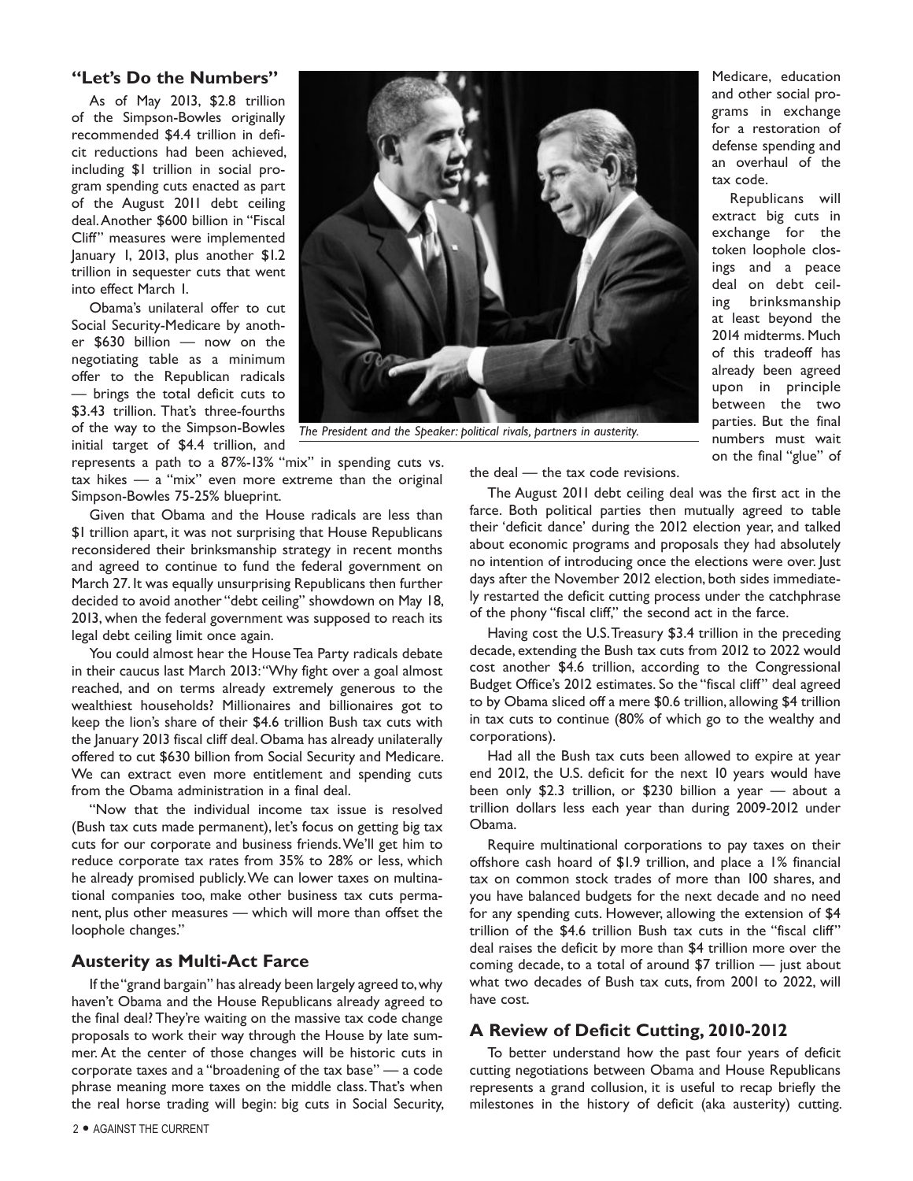## "Let's Do the Numbers"

As of May 2013, $2.8 trillion of the Simpson-Bowles originally recommended $4.4 trillion in deficit reductions had been achieved, including $1 trillion in social program spending cuts enacted as part of the August 2011 debt ceiling deal. Another $600 billion in "Fiscal Cliff" measures were implemented January 1, 2013, plus another $1.2 trillion in sequester cuts that went into effect March 1.

Obama's unilateral offer to cut Social Security-Medicare by another $630 billion — now on the negotiating table as a minimum offer to the Republican radicals — brings the total deficit cuts to $3.43 trillion. That's three-fourths of the way to the Simpson-Bowles initial target of $4.4 trillion, and represents a path to a 87%-13% "mix" in spending cuts vs. tax hikes — a "mix" even more extreme than the original Simpson-Bowles 75-25% blueprint.

*The President and the Speaker: political rivals, partners in austerity.*

Given that Obama and the House radicals are less than $1 trillion apart, it was not surprising that House Republicans reconsidered their brinksmanship strategy in recent months and agreed to continue to fund the federal government on March 27. It was equally unsurprising Republicans then further decided to avoid another "debt ceiling" showdown on May 18, 2013, when the federal government was supposed to reach its legal debt ceiling limit once again.

You could almost hear the House Tea Party radicals debate in their caucus last March 2013: "Why fight over a goal almost reached, and on terms already extremely generous to the wealthiest households? Millionaires and billionaires got to keep the lion's share of their $4.6 trillion Bush tax cuts with the January 2013 fiscal cliff deal. Obama has already unilaterally offered to cut $630 billion from Social Security and Medicare. We can extract even more entitlement and spending cuts from the Obama administration in a final deal.

"Now that the individual income tax issue is resolved (Bush tax cuts made permanent), let's focus on getting big tax cuts for our corporate and business friends. We'll get him to reduce corporate tax rates from 35% to 28% or less, which he already promised publicly. We can lower taxes on multinational companies too, make other business tax cuts permanent, plus other measures — which will more than offset the loophole changes."

## Austerity as Multi-Act Farce

If the "grand bargain" has already been largely agreed to, why haven't Obama and the House Republicans already agreed to the final deal? They're waiting on the massive tax code change proposals to work their way through the House by late summer. At the center of those changes will be historic cuts in corporate taxes and a "broadening of the tax base" — a code phrase meaning more taxes on the middle class. That's when the real horse trading will begin: big cuts in Social Security, Medicare, education and other social programs in exchange for a restoration of defense spending and an overhaul of the tax code.

Republicans will extract big cuts in exchange for the token loophole closings and a peace deal on debt ceiling brinksmanship at least beyond the 2014 midterms. Much of this tradeoff has already been agreed upon in principle between the two parties. But the final numbers must wait on the final "glue" of the deal — the tax code revisions.

The August 2011 debt ceiling deal was the first act in the farce. Both political parties then mutually agreed to table their 'deficit dance' during the 2012 election year, and talked about economic programs and proposals they had absolutely no intention of introducing once the elections were over. Just days after the November 2012 election, both sides immediately restarted the deficit cutting process under the catchphrase of the phony "fiscal cliff," the second act in the farce.

Having cost the U.S. Treasury $3.4 trillion in the preceding decade, extending the Bush tax cuts from 2012 to 2022 would cost another $4.6 trillion, according to the Congressional Budget Office's 2012 estimates. So the "fiscal cliff" deal agreed to by Obama sliced off a mere $0.6 trillion, allowing $4 trillion in tax cuts to continue (80% of which go to the wealthy and corporations).

Had all the Bush tax cuts been allowed to expire at year end 2012, the U.S. deficit for the next 10 years would have been only $2.3 trillion, or $230 billion a year — about a trillion dollars less each year than during 2009-2012 under Obama.

Require multinational corporations to pay taxes on their offshore cash hoard of $1.9 trillion, and place a 1% financial tax on common stock trades of more than 100 shares, and you have balanced budgets for the next decade and no need for any spending cuts. However, allowing the extension of $4 trillion of the $4.6 trillion Bush tax cuts in the "fiscal cliff" deal raises the deficit by more than $4 trillion more over the coming decade, to a total of around $7 trillion — just about what two decades of Bush tax cuts, from 2001 to 2022, will have cost.

## A Review of Deficit Cutting, 2010-2012

To better understand how the past four years of deficit cutting negotiations between Obama and House Republicans represents a grand collusion, it is useful to recap briefly the milestones in the history of deficit (aka austerity) cutting.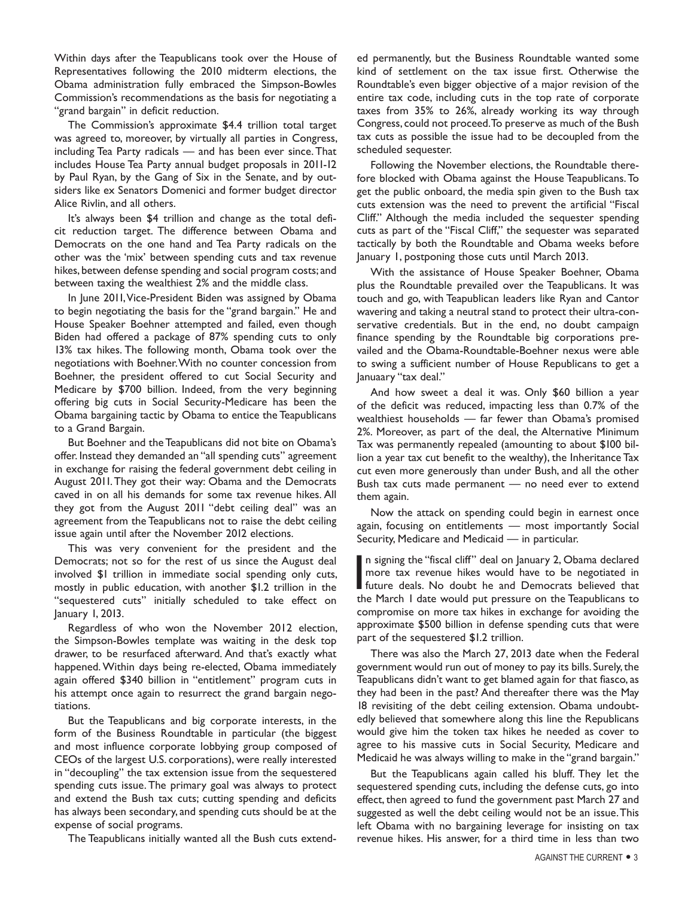Within days after the Teapublicans took over the House of Representatives following the 2010 midterm elections, the Obama administration fully embraced the Simpson-Bowles Commission's recommendations as the basis for negotiating a "grand bargain" in deficit reduction.

The Commission's approximate $4.4 trillion total target was agreed to, moreover, by virtually all parties in Congress, including Tea Party radicals — and has been ever since. That includes House Tea Party annual budget proposals in 2011-12 by Paul Ryan, by the Gang of Six in the Senate, and by outsiders like ex Senators Domenici and former budget director Alice Rivlin, and all others.

It's always been $4 trillion and change as the total deficit reduction target. The difference between Obama and Democrats on the one hand and Tea Party radicals on the other was the 'mix' between spending cuts and tax revenue hikes, between defense spending and social program costs; and between taxing the wealthiest 2% and the middle class.

In June 2011, Vice-President Biden was assigned by Obama to begin negotiating the basis for the "grand bargain." He and House Speaker Boehner attempted and failed, even though Biden had offered a package of 87% spending cuts to only 13% tax hikes. The following month, Obama took over the negotiations with Boehner. With no counter concession from Boehner, the president offered to cut Social Security and Medicare by $700 billion. Indeed, from the very beginning offering big cuts in Social Security-Medicare has been the Obama bargaining tactic by Obama to entice the Teapublicans to a Grand Bargain.

But Boehner and the Teapublicans did not bite on Obama's offer. Instead they demanded an "all spending cuts" agreement in exchange for raising the federal government debt ceiling in August 2011. They got their way: Obama and the Democrats caved in on all his demands for some tax revenue hikes. All they got from the August 2011 "debt ceiling deal" was an agreement from the Teapublicans not to raise the debt ceiling issue again until after the November 2012 elections.

This was very convenient for the president and the Democrats; not so for the rest of us since the August deal involved $1 trillion in immediate social spending only cuts, mostly in public education, with another $1.2 trillion in the "sequestered cuts" initially scheduled to take effect on January 1, 2013.

Regardless of who won the November 2012 election, the Simpson-Bowles template was waiting in the desk top drawer, to be resurfaced afterward. And that's exactly what happened. Within days being re-elected, Obama immediately again offered $340 billion in "entitlement" program cuts in his attempt once again to resurrect the grand bargain negotiations.

But the Teapublicans and big corporate interests, in the form of the Business Roundtable in particular (the biggest and most influence corporate lobbying group composed of CEOs of the largest U.S. corporations), were really interested in "decoupling" the tax extension issue from the sequestered spending cuts issue. The primary goal was always to protect and extend the Bush tax cuts; cutting spending and deficits has always been secondary, and spending cuts should be at the expense of social programs.

The Teapublicans initially wanted all the Bush cuts extended permanently, but the Business Roundtable wanted some kind of settlement on the tax issue first. Otherwise the Roundtable's even bigger objective of a major revision of the entire tax code, including cuts in the top rate of corporate taxes from 35% to 26%, already working its way through Congress, could not proceed. To preserve as much of the Bush tax cuts as possible the issue had to be decoupled from the scheduled sequester.

Following the November elections, the Roundtable therefore blocked with Obama against the House Teapublicans. To get the public onboard, the media spin given to the Bush tax cuts extension was the need to prevent the artificial "Fiscal Cliff." Although the media included the sequester spending cuts as part of the "Fiscal Cliff," the sequester was separated tactically by both the Roundtable and Obama weeks before January 1, postponing those cuts until March 2013.

With the assistance of House Speaker Boehner, Obama plus the Roundtable prevailed over the Teapublicans. It was touch and go, with Teapublican leaders like Ryan and Cantor wavering and taking a neutral stand to protect their ultra-conservative credentials. But in the end, no doubt campaign finance spending by the Roundtable big corporations prevailed and the Obama-Roundtable-Boehner nexus were able to swing a sufficient number of House Republicans to get a Januaary "tax deal."

And how sweet a deal it was. Only $60 billion a year of the deficit was reduced, impacting less than 0.7% of the wealthiest households — far fewer than Obama's promised 2%. Moreover, as part of the deal, the Alternative Minimum Tax was permanently repealed (amounting to about $100 billion a year tax cut benefit to the wealthy), the Inheritance Tax cut even more generously than under Bush, and all the other Bush tax cuts made permanent — no need ever to extend them again.

Now the attack on spending could begin in earnest once again, focusing on entitlements — most importantly Social Security, Medicare and Medicaid — in particular.

In signing the "fiscal cliff" deal on January 2, Obama declared more tax revenue hikes would have to be negotiated in future deals. No doubt he and Democrats believed that the March 1 date would put pressure on the Teapublicans to compromise on more tax hikes in exchange for avoiding the approximate $500 billion in defense spending cuts that were part of the sequestered $1.2 trillion.

There was also the March 27, 2013 date when the Federal government would run out of money to pay its bills. Surely, the Teapublicans didn't want to get blamed again for that fiasco, as they had been in the past? And thereafter there was the May 18 revisiting of the debt ceiling extension. Obama undoubtedly believed that somewhere along this line the Republicans would give him the token tax hikes he needed as cover to agree to his massive cuts in Social Security, Medicare and Medicaid he was always willing to make in the "grand bargain."

But the Teapublicans again called his bluff. They let the sequestered spending cuts, including the defense cuts, go into effect, then agreed to fund the government past March 27 and suggested as well the debt ceiling would not be an issue. This left Obama with no bargaining leverage for insisting on tax revenue hikes. His answer, for a third time in less than two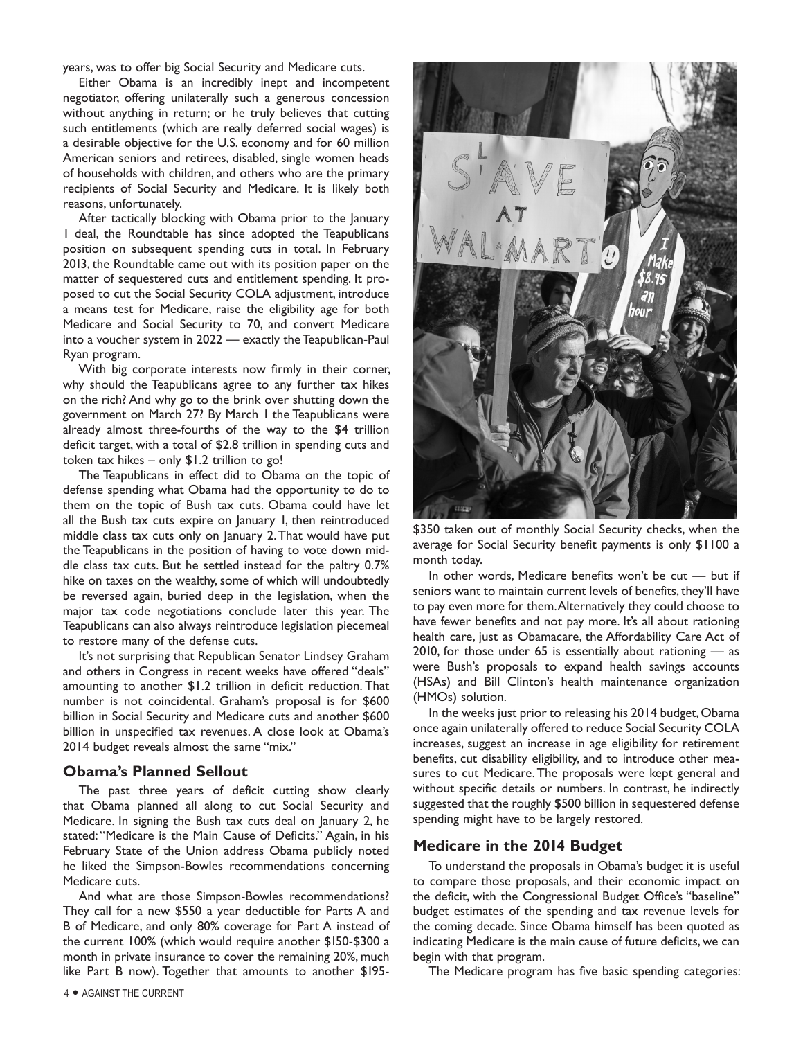years, was to offer big Social Security and Medicare cuts.

Either Obama is an incredibly inept and incompetent negotiator, offering unilaterally such a generous concession without anything in return; or he truly believes that cutting such entitlements (which are really deferred social wages) is a desirable objective for the U.S. economy and for 60 million American seniors and retirees, disabled, single women heads of households with children, and others who are the primary recipients of Social Security and Medicare. It is likely both reasons, unfortunately.

After tactically blocking with Obama prior to the January 1 deal, the Roundtable has since adopted the Teapublicans position on subsequent spending cuts in total. In February 2013, the Roundtable came out with its position paper on the matter of sequestered cuts and entitlement spending. It proposed to cut the Social Security COLA adjustment, introduce a means test for Medicare, raise the eligibility age for both Medicare and Social Security to 70, and convert Medicare into a voucher system in 2022 — exactly the Teapublican-Paul Ryan program.

With big corporate interests now firmly in their corner, why should the Teapublicans agree to any further tax hikes on the rich? And why go to the brink over shutting down the government on March 27? By March 1 the Teapublicans were already almost three-fourths of the way to the $4 trillion deficit target, with a total of $2.8 trillion in spending cuts and token tax hikes – only $1.2 trillion to go!

The Teapublicans in effect did to Obama on the topic of defense spending what Obama had the opportunity to do to them on the topic of Bush tax cuts. Obama could have let all the Bush tax cuts expire on January 1, then reintroduced middle class tax cuts only on January 2. That would have put the Teapublicans in the position of having to vote down middle class tax cuts. But he settled instead for the paltry 0.7% hike on taxes on the wealthy, some of which will undoubtedly be reversed again, buried deep in the legislation, when the major tax code negotiations conclude later this year. The Teapublicans can also always reintroduce legislation piecemeal to restore many of the defense cuts.

It's not surprising that Republican Senator Lindsey Graham and others in Congress in recent weeks have offered "deals" amounting to another $1.2 trillion in deficit reduction. That number is not coincidental. Graham's proposal is for $600 billion in Social Security and Medicare cuts and another $600 billion in unspecified tax revenues. A close look at Obama's 2014 budget reveals almost the same "mix."

## Obama's Planned Sellout

The past three years of deficit cutting show clearly that Obama planned all along to cut Social Security and Medicare. In signing the Bush tax cuts deal on January 2, he stated: "Medicare is the Main Cause of Deficits." Again, in his February State of the Union address Obama publicly noted he liked the Simpson-Bowles recommendations concerning Medicare cuts.

And what are those Simpson-Bowles recommendations? They call for a new $550 a year deductible for Parts A and B of Medicare, and only 80% coverage for Part A instead of the current 100% (which would require another $150-$300 a month in private insurance to cover the remaining 20%, much like Part B now). Together that amounts to another $195-$350 taken out of monthly Social Security checks, when the average for Social Security benefit payments is only $1100 a month today.

In other words, Medicare benefits won't be cut — but if seniors want to maintain current levels of benefits, they'll have to pay even more for them. Alternatively they could choose to have fewer benefits and not pay more. It's all about rationing health care, just as Obamacare, the Affordability Care Act of 2010, for those under 65 is essentially about rationing — as were Bush's proposals to expand health savings accounts (HSAs) and Bill Clinton's health maintenance organization (HMOs) solution.

In the weeks just prior to releasing his 2014 budget, Obama once again unilaterally offered to reduce Social Security COLA increases, suggest an increase in age eligibility for retirement benefits, cut disability eligibility, and to introduce other measures to cut Medicare. The proposals were kept general and without specific details or numbers. In contrast, he indirectly suggested that the roughly $500 billion in sequestered defense spending might have to be largely restored.

## Medicare in the 2014 Budget

To understand the proposals in Obama's budget it is useful to compare those proposals, and their economic impact on the deficit, with the Congressional Budget Office's "baseline" budget estimates of the spending and tax revenue levels for the coming decade. Since Obama himself has been quoted as indicating Medicare is the main cause of future deficits, we can begin with that program.

The Medicare program has five basic spending categories: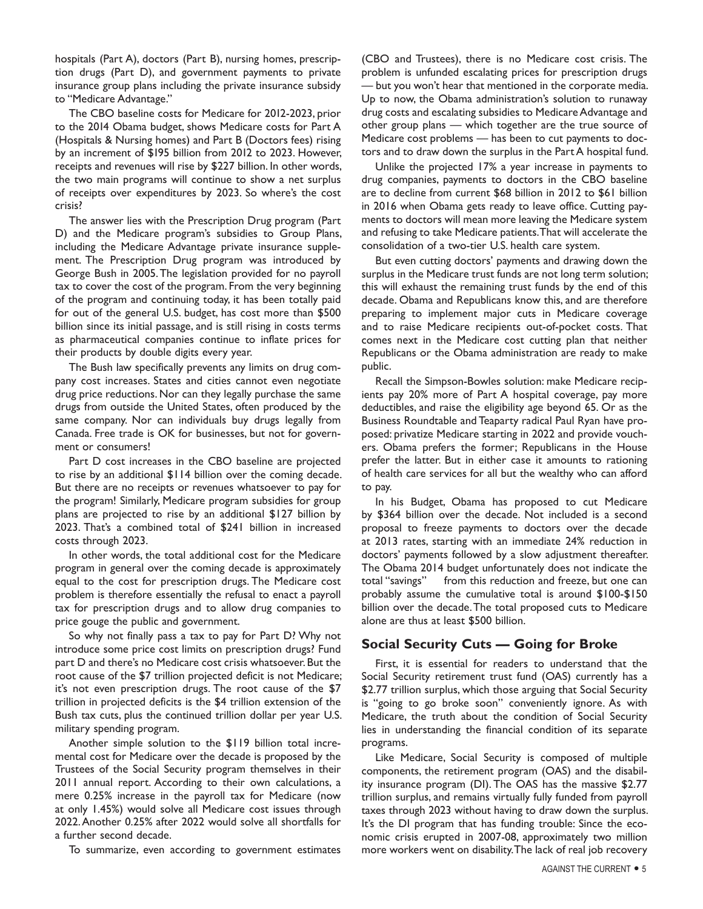hospitals (Part A), doctors (Part B), nursing homes, prescription drugs (Part D), and government payments to private insurance group plans including the private insurance subsidy to "Medicare Advantage."

The CBO baseline costs for Medicare for 2012-2023, prior to the 2014 Obama budget, shows Medicare costs for Part A (Hospitals & Nursing homes) and Part B (Doctors fees) rising by an increment of $195 billion from 2012 to 2023. However, receipts and revenues will rise by $227 billion. In other words, the two main programs will continue to show a net surplus of receipts over expenditures by 2023. So where's the cost crisis?

The answer lies with the Prescription Drug program (Part D) and the Medicare program's subsidies to Group Plans, including the Medicare Advantage private insurance supplement. The Prescription Drug program was introduced by George Bush in 2005. The legislation provided for no payroll tax to cover the cost of the program. From the very beginning of the program and continuing today, it has been totally paid for out of the general U.S. budget, has cost more than $500 billion since its initial passage, and is still rising in costs terms as pharmaceutical companies continue to inflate prices for their products by double digits every year.

The Bush law specifically prevents any limits on drug company cost increases. States and cities cannot even negotiate drug price reductions. Nor can they legally purchase the same drugs from outside the United States, often produced by the same company. Nor can individuals buy drugs legally from Canada. Free trade is OK for businesses, but not for government or consumers!

Part D cost increases in the CBO baseline are projected to rise by an additional $114 billion over the coming decade. But there are no receipts or revenues whatsoever to pay for the program! Similarly, Medicare program subsidies for group plans are projected to rise by an additional $127 billion by 2023. That's a combined total of $241 billion in increased costs through 2023.

In other words, the total additional cost for the Medicare program in general over the coming decade is approximately equal to the cost for prescription drugs. The Medicare cost problem is therefore essentially the refusal to enact a payroll tax for prescription drugs and to allow drug companies to price gouge the public and government.

So why not finally pass a tax to pay for Part D? Why not introduce some price cost limits on prescription drugs? Fund part D and there's no Medicare cost crisis whatsoever. But the root cause of the $7 trillion projected deficit is not Medicare; it's not even prescription drugs. The root cause of the $7 trillion in projected deficits is the $4 trillion extension of the Bush tax cuts, plus the continued trillion dollar per year U.S. military spending program.

Another simple solution to the $119 billion total incremental cost for Medicare over the decade is proposed by the Trustees of the Social Security program themselves in their 2011 annual report. According to their own calculations, a mere 0.25% increase in the payroll tax for Medicare (now at only 1.45%) would solve all Medicare cost issues through 2022. Another 0.25% after 2022 would solve all shortfalls for a further second decade.

To summarize, even according to government estimates (CBO and Trustees), there is no Medicare cost crisis. The problem is unfunded escalating prices for prescription drugs — but you won't hear that mentioned in the corporate media. Up to now, the Obama administration's solution to runaway drug costs and escalating subsidies to Medicare Advantage and other group plans — which together are the true source of Medicare cost problems — has been to cut payments to doctors and to draw down the surplus in the Part A hospital fund.

Unlike the projected 17% a year increase in payments to drug companies, payments to doctors in the CBO baseline are to decline from current $68 billion in 2012 to $61 billion in 2016 when Obama gets ready to leave office. Cutting payments to doctors will mean more leaving the Medicare system and refusing to take Medicare patients. That will accelerate the consolidation of a two-tier U.S. health care system.

But even cutting doctors' payments and drawing down the surplus in the Medicare trust funds are not long term solution; this will exhaust the remaining trust funds by the end of this decade. Obama and Republicans know this, and are therefore preparing to implement major cuts in Medicare coverage and to raise Medicare recipients out-of-pocket costs. That comes next in the Medicare cost cutting plan that neither Republicans or the Obama administration are ready to make public.

Recall the Simpson-Bowles solution: make Medicare recipients pay 20% more of Part A hospital coverage, pay more deductibles, and raise the eligibility age beyond 65. Or as the Business Roundtable and Teaparty radical Paul Ryan have proposed: privatize Medicare starting in 2022 and provide vouchers. Obama prefers the former; Republicans in the House prefer the latter. But in either case it amounts to rationing of health care services for all but the wealthy who can afford to pay.

In his Budget, Obama has proposed to cut Medicare by $364 billion over the decade. Not included is a second proposal to freeze payments to doctors over the decade at 2013 rates, starting with an immediate 24% reduction in doctors' payments followed by a slow adjustment thereafter. The Obama 2014 budget unfortunately does not indicate the total "savings" from this reduction and freeze, but one can probably assume the cumulative total is around $100-$150 billion over the decade. The total proposed cuts to Medicare alone are thus at least $500 billion.

## Social Security Cuts — Going for Broke

First, it is essential for readers to understand that the Social Security retirement trust fund (OAS) currently has a $2.77 trillion surplus, which those arguing that Social Security is "going to go broke soon" conveniently ignore. As with Medicare, the truth about the condition of Social Security lies in understanding the financial condition of its separate programs.

Like Medicare, Social Security is composed of multiple components, the retirement program (OAS) and the disability insurance program (DI). The OAS has the massive $2.77 trillion surplus, and remains virtually fully funded from payroll taxes through 2023 without having to draw down the surplus. It's the DI program that has funding trouble: Since the economic crisis erupted in 2007-08, approximately two million more workers went on disability. The lack of real job recovery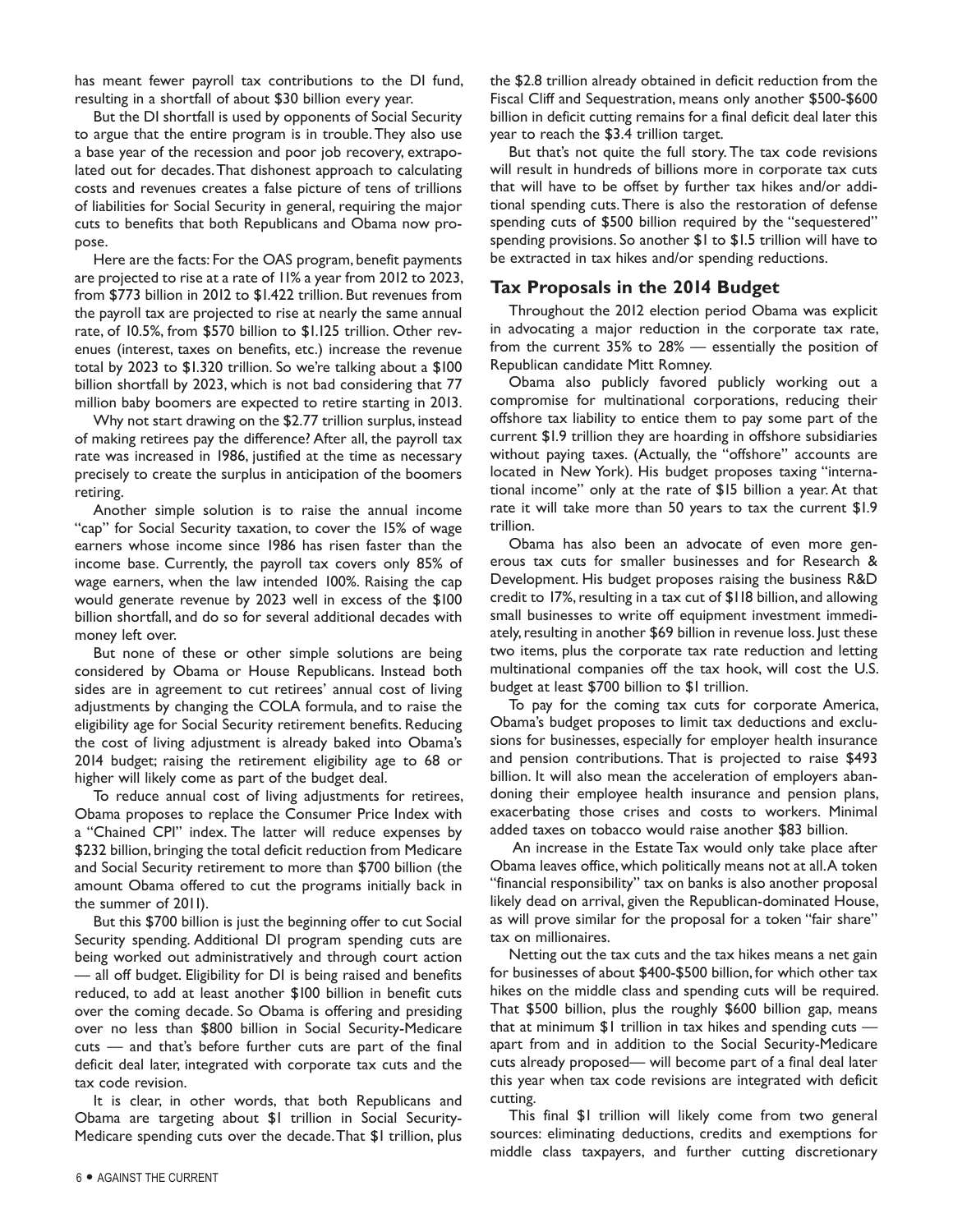has meant fewer payroll tax contributions to the DI fund, resulting in a shortfall of about $30 billion every year.

But the DI shortfall is used by opponents of Social Security to argue that the entire program is in trouble. They also use a base year of the recession and poor job recovery, extrapolated out for decades. That dishonest approach to calculating costs and revenues creates a false picture of tens of trillions of liabilities for Social Security in general, requiring the major cuts to benefits that both Republicans and Obama now propose.

Here are the facts: For the OAS program, benefit payments are projected to rise at a rate of 11% a year from 2012 to 2023, from $773 billion in 2012 to $1.422 trillion. But revenues from the payroll tax are projected to rise at nearly the same annual rate, of 10.5%, from $570 billion to $1.125 trillion. Other revenues (interest, taxes on benefits, etc.) increase the revenue total by 2023 to $1.320 trillion. So we're talking about a $100 billion shortfall by 2023, which is not bad considering that 77 million baby boomers are expected to retire starting in 2013.

Why not start drawing on the $2.77 trillion surplus, instead of making retirees pay the difference? After all, the payroll tax rate was increased in 1986, justified at the time as necessary precisely to create the surplus in anticipation of the boomers retiring.

Another simple solution is to raise the annual income "cap" for Social Security taxation, to cover the 15% of wage earners whose income since 1986 has risen faster than the income base. Currently, the payroll tax covers only 85% of wage earners, when the law intended 100%. Raising the cap would generate revenue by 2023 well in excess of the $100 billion shortfall, and do so for several additional decades with money left over.

But none of these or other simple solutions are being considered by Obama or House Republicans. Instead both sides are in agreement to cut retirees' annual cost of living adjustments by changing the COLA formula, and to raise the eligibility age for Social Security retirement benefits. Reducing the cost of living adjustment is already baked into Obama's 2014 budget; raising the retirement eligibility age to 68 or higher will likely come as part of the budget deal.

To reduce annual cost of living adjustments for retirees, Obama proposes to replace the Consumer Price Index with a "Chained CPI" index. The latter will reduce expenses by $232 billion, bringing the total deficit reduction from Medicare and Social Security retirement to more than $700 billion (the amount Obama offered to cut the programs initially back in the summer of 2011).

But this $700 billion is just the beginning offer to cut Social Security spending. Additional DI program spending cuts are being worked out administratively and through court action — all off budget. Eligibility for DI is being raised and benefits reduced, to add at least another $100 billion in benefit cuts over the coming decade. So Obama is offering and presiding over no less than $800 billion in Social Security-Medicare cuts — and that's before further cuts are part of the final deficit deal later, integrated with corporate tax cuts and the tax code revision.

It is clear, in other words, that both Republicans and Obama are targeting about $1 trillion in Social Security-Medicare spending cuts over the decade. That $1 trillion, plus the $2.8 trillion already obtained in deficit reduction from the Fiscal Cliff and Sequestration, means only another $500-$600 billion in deficit cutting remains for a final deficit deal later this year to reach the $3.4 trillion target.

But that's not quite the full story. The tax code revisions will result in hundreds of billions more in corporate tax cuts that will have to be offset by further tax hikes and/or additional spending cuts. There is also the restoration of defense spending cuts of $500 billion required by the "sequestered" spending provisions. So another $1 to $1.5 trillion will have to be extracted in tax hikes and/or spending reductions.

## Tax Proposals in the 2014 Budget

Throughout the 2012 election period Obama was explicit in advocating a major reduction in the corporate tax rate, from the current 35% to 28% — essentially the position of Republican candidate Mitt Romney.

Obama also publicly favored publicly working out a compromise for multinational corporations, reducing their offshore tax liability to entice them to pay some part of the current $1.9 trillion they are hoarding in offshore subsidiaries without paying taxes. (Actually, the "offshore" accounts are located in New York). His budget proposes taxing "international income" only at the rate of $15 billion a year. At that rate it will take more than 50 years to tax the current $1.9 trillion.

Obama has also been an advocate of even more generous tax cuts for smaller businesses and for Research & Development. His budget proposes raising the business R&D credit to 17%, resulting in a tax cut of $118 billion, and allowing small businesses to write off equipment investment immediately, resulting in another $69 billion in revenue loss. Just these two items, plus the corporate tax rate reduction and letting multinational companies off the tax hook, will cost the U.S. budget at least $700 billion to $1 trillion.

To pay for the coming tax cuts for corporate America, Obama's budget proposes to limit tax deductions and exclusions for businesses, especially for employer health insurance and pension contributions. That is projected to raise $493 billion. It will also mean the acceleration of employers abandoning their employee health insurance and pension plans, exacerbating those crises and costs to workers. Minimal added taxes on tobacco would raise another $83 billion.

An increase in the Estate Tax would only take place after Obama leaves office, which politically means not at all. A token "financial responsibility" tax on banks is also another proposal likely dead on arrival, given the Republican-dominated House, as will prove similar for the proposal for a token "fair share" tax on millionaires.

Netting out the tax cuts and the tax hikes means a net gain for businesses of about $400-$500 billion, for which other tax hikes on the middle class and spending cuts will be required. That $500 billion, plus the roughly $600 billion gap, means that at minimum $1 trillion in tax hikes and spending cuts — apart from and in addition to the Social Security-Medicare cuts already proposed— will become part of a final deal later this year when tax code revisions are integrated with deficit cutting.

This final $1 trillion will likely come from two general sources: eliminating deductions, credits and exemptions for middle class taxpayers, and further cutting discretionary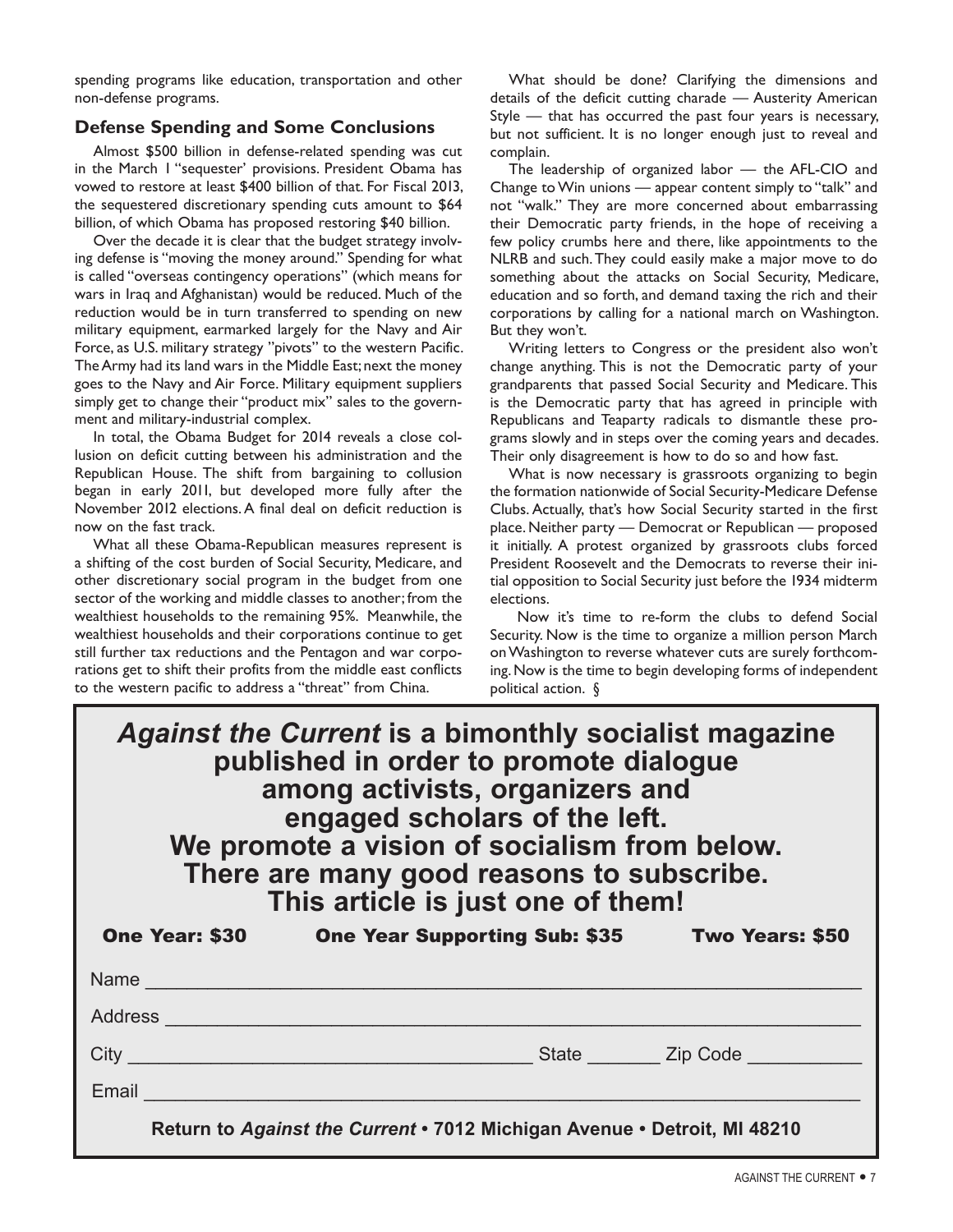spending programs like education, transportation and other non-defense programs.

### Defense Spending and Some Conclusions

Almost $500 billion in defense-related spending was cut in the March 1 "sequester" provisions. President Obama has vowed to restore at least $400 billion of that. For Fiscal 2013, the sequestered discretionary spending cuts amount to $64 billion, of which Obama has proposed restoring $40 billion.

Over the decade it is clear that the budget strategy involving defense is "moving the money around." Spending for what is called "overseas contingency operations" (which means for wars in Iraq and Afghanistan) would be reduced. Much of the reduction would be in turn transferred to spending on new military equipment, earmarked largely for the Navy and Air Force, as U.S. military strategy "pivots" to the western Pacific. The Army had its land wars in the Middle East; next the money goes to the Navy and Air Force. Military equipment suppliers simply get to change their "product mix" sales to the government and military-industrial complex.

In total, the Obama Budget for 2014 reveals a close collusion on deficit cutting between his administration and the Republican House. The shift from bargaining to collusion began in early 2011, but developed more fully after the November 2012 elections. A final deal on deficit reduction is now on the fast track.

What all these Obama-Republican measures represent is a shifting of the cost burden of Social Security, Medicare, and other discretionary social program in the budget from one sector of the working and middle classes to another; from the wealthiest households to the remaining 95%. Meanwhile, the wealthiest households and their corporations continue to get still further tax reductions and the Pentagon and war corporations get to shift their profits from the middle east conflicts to the western pacific to address a "threat" from China.

What should be done? Clarifying the dimensions and details of the deficit cutting charade — Austerity American Style — that has occurred the past four years is necessary, but not sufficient. It is no longer enough just to reveal and complain.

The leadership of organized labor — the AFL-CIO and Change to Win unions — appear content simply to "talk" and not "walk." They are more concerned about embarrassing their Democratic party friends, in the hope of receiving a few policy crumbs here and there, like appointments to the NLRB and such. They could easily make a major move to do something about the attacks on Social Security, Medicare, education and so forth, and demand taxing the rich and their corporations by calling for a national march on Washington. But they won't.

Writing letters to Congress or the president also won't change anything. This is not the Democratic party of your grandparents that passed Social Security and Medicare. This is the Democratic party that has agreed in principle with Republicans and Teaparty radicals to dismantle these programs slowly and in steps over the coming years and decades. Their only disagreement is how to do so and how fast.

What is now necessary is grassroots organizing to begin the formation nationwide of Social Security-Medicare Defense Clubs. Actually, that's how Social Security started in the first place. Neither party — Democrat or Republican — proposed it initially. A protest organized by grassroots clubs forced President Roosevelt and the Democrats to reverse their initial opposition to Social Security just before the 1934 midterm elections.

Now it's time to re-form the clubs to defend Social Security. Now is the time to organize a million person March on Washington to reverse whatever cuts are surely forthcoming. Now is the time to begin developing forms of independent political action. §

---

**_Against the Current_ is a bimonthly socialist magazine published in order to promote dialogue among activists, organizers and engaged scholars of the left. We promote a vision of socialism from below. There are many good reasons to subscribe. This article is just one of them!**

**One Year: $30** **One Year Supporting Sub: $35** **Two Years: $50**

Name ____________________________________________

Address __________________________________________

City ______________________________ State _______ Zip Code __________

Email ____________________________________________

**Return to _Against the Current_ • 7012 Michigan Avenue • Detroit, MI 48210**